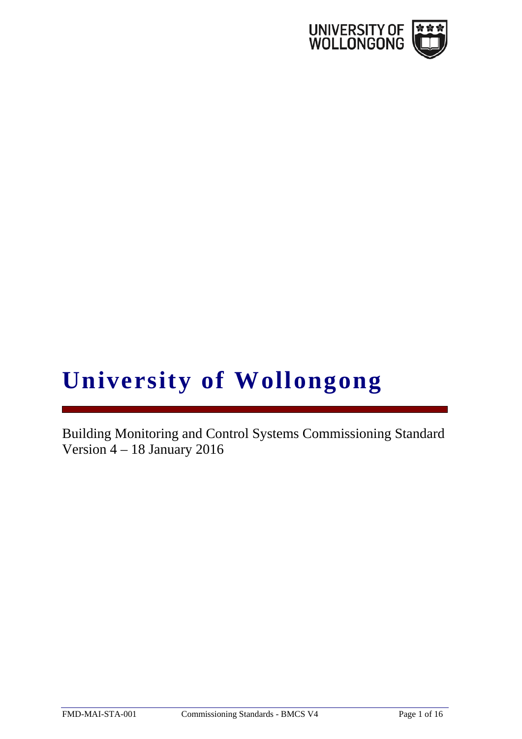# University of Wollongong

Building Monitoring and Control Systems Commissioning Standard
Version 4 – 18 January 2016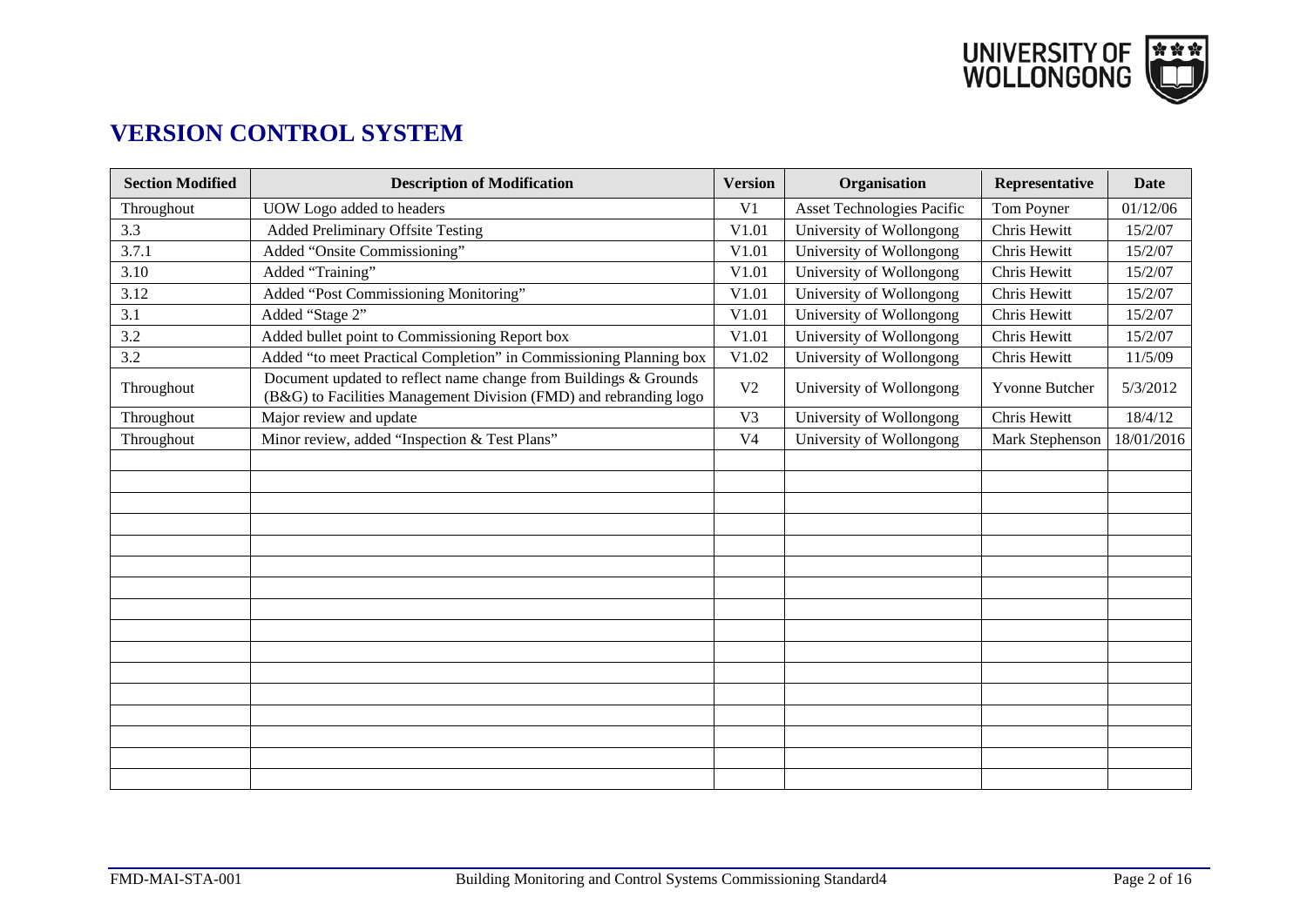# VERSION CONTROL SYSTEM

| Section Modified | Description of Modification | Version | Organisation | Representative | Date |
|---|---|---|---|---|---|
| Throughout | UOW Logo added to headers | V1 | Asset Technologies Pacific | Tom Poyner | 01/12/06 |
| 3.3 | Added Preliminary Offsite Testing | V1.01 | University of Wollongong | Chris Hewitt | 15/2/07 |
| 3.7.1 | Added "Onsite Commissioning" | V1.01 | University of Wollongong | Chris Hewitt | 15/2/07 |
| 3.10 | Added "Training" | V1.01 | University of Wollongong | Chris Hewitt | 15/2/07 |
| 3.12 | Added "Post Commissioning Monitoring" | V1.01 | University of Wollongong | Chris Hewitt | 15/2/07 |
| 3.1 | Added "Stage 2" | V1.01 | University of Wollongong | Chris Hewitt | 15/2/07 |
| 3.2 | Added bullet point to Commissioning Report box | V1.01 | University of Wollongong | Chris Hewitt | 15/2/07 |
| 3.2 | Added "to meet Practical Completion" in Commissioning Planning box | V1.02 | University of Wollongong | Chris Hewitt | 11/5/09 |
| Throughout | Document updated to reflect name change from Buildings & Grounds (B&G) to Facilities Management Division (FMD) and rebranding logo | V2 | University of Wollongong | Yvonne Butcher | 5/3/2012 |
| Throughout | Major review and update | V3 | University of Wollongong | Chris Hewitt | 18/4/12 |
| Throughout | Minor review, added "Inspection & Test Plans" | V4 | University of Wollongong | Mark Stephenson | 18/01/2016 |
| | | | | | |
| | | | | | |
| | | | | | |
| | | | | | |
| | | | | | |
| | | | | | |
| | | | | | |
| | | | | | |
| | | | | | |
| | | | | | |
| | | | | | |
| | | | | | |
| | | | | | |
| | | | | | |
| | | | | | |
| | | | | | |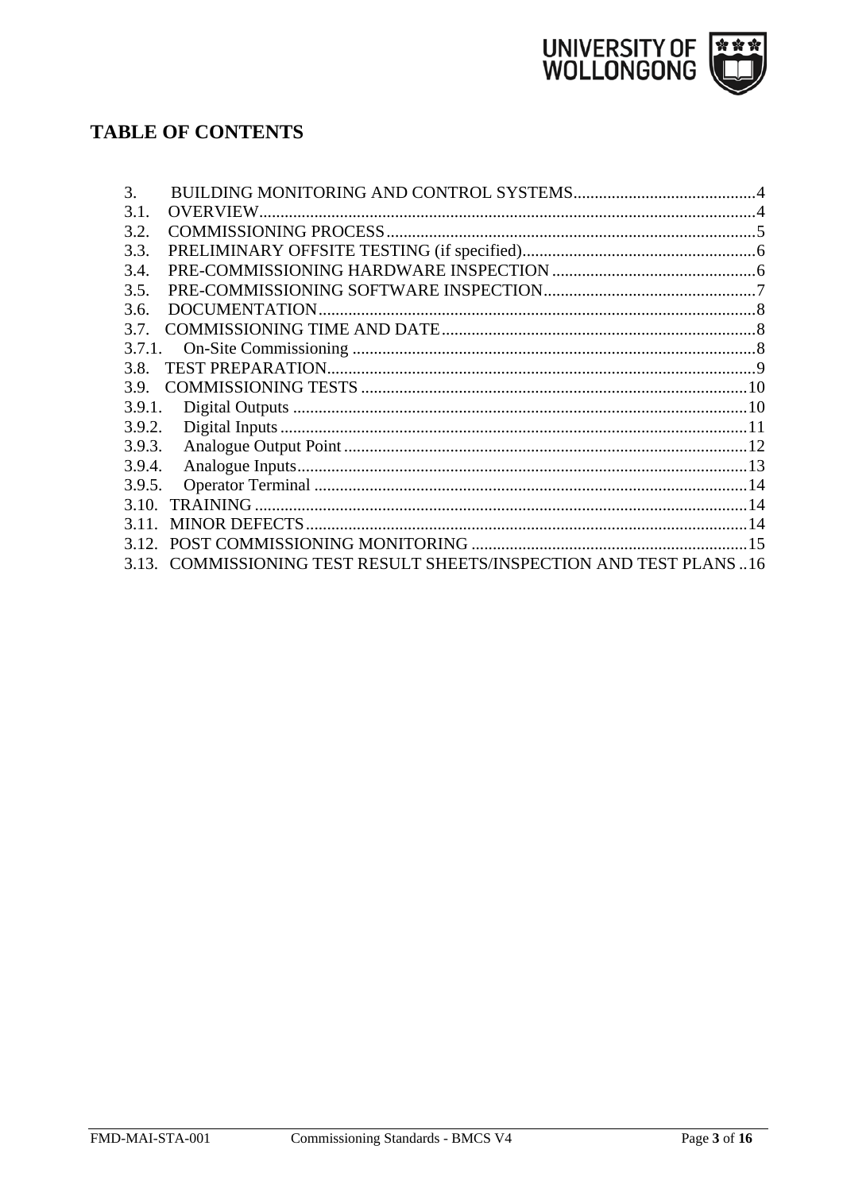# TABLE OF CONTENTS

3. BUILDING MONITORING AND CONTROL SYSTEMS....4
3.1. OVERVIEW....4
3.2. COMMISSIONING PROCESS....5
3.3. PRELIMINARY OFFSITE TESTING (if specified)....6
3.4. PRE-COMMISSIONING HARDWARE INSPECTION....6
3.5. PRE-COMMISSIONING SOFTWARE INSPECTION....7
3.6. DOCUMENTATION....8
3.7. COMMISSIONING TIME AND DATE....8
3.7.1. On-Site Commissioning....8
3.8. TEST PREPARATION....9
3.9. COMMISSIONING TESTS....10
3.9.1. Digital Outputs....10
3.9.2. Digital Inputs....11
3.9.3. Analogue Output Point....12
3.9.4. Analogue Inputs....13
3.9.5. Operator Terminal....14
3.10. TRAINING....14
3.11. MINOR DEFECTS....14
3.12. POST COMMISSIONING MONITORING....15
3.13. COMMISSIONING TEST RESULT SHEETS/INSPECTION AND TEST PLANS....16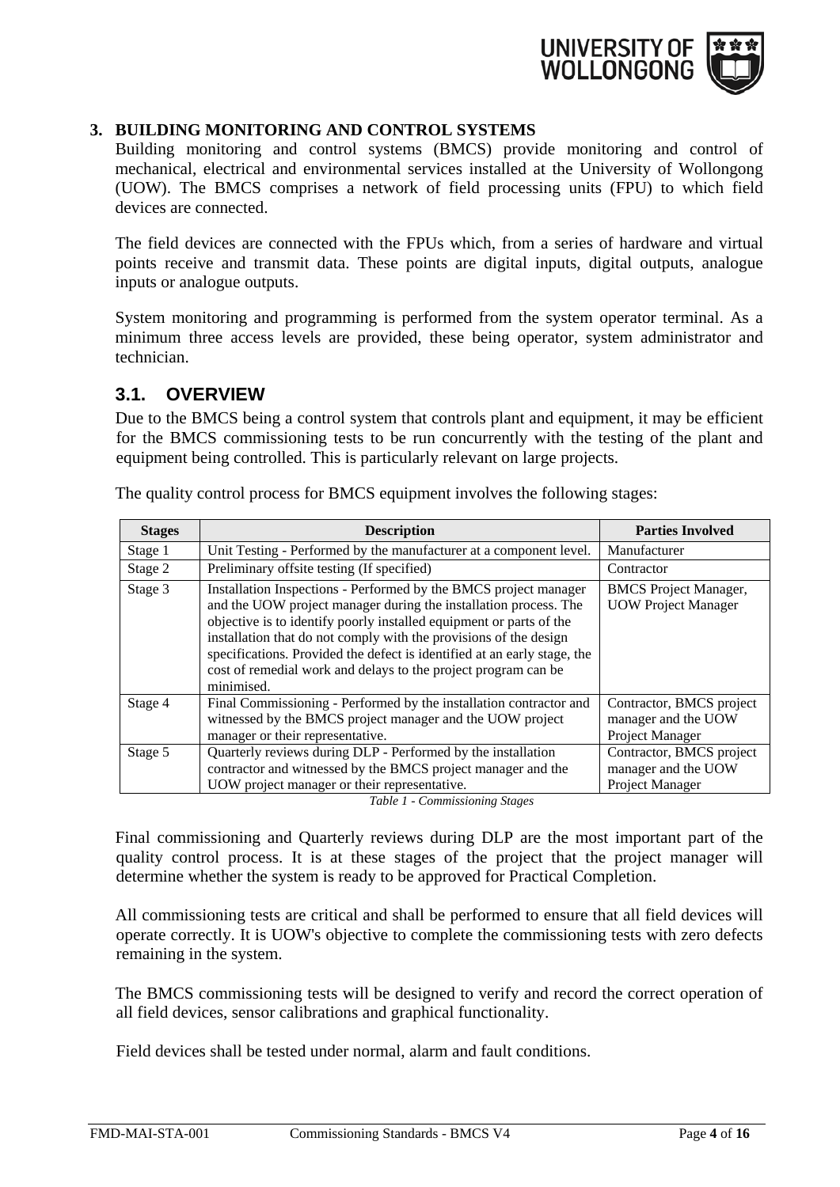# 3. BUILDING MONITORING AND CONTROL SYSTEMS

Building monitoring and control systems (BMCS) provide monitoring and control of mechanical, electrical and environmental services installed at the University of Wollongong (UOW). The BMCS comprises a network of field processing units (FPU) to which field devices are connected.

The field devices are connected with the FPUs which, from a series of hardware and virtual points receive and transmit data. These points are digital inputs, digital outputs, analogue inputs or analogue outputs.

System monitoring and programming is performed from the system operator terminal. As a minimum three access levels are provided, these being operator, system administrator and technician.

## 3.1. OVERVIEW

Due to the BMCS being a control system that controls plant and equipment, it may be efficient for the BMCS commissioning tests to be run concurrently with the testing of the plant and equipment being controlled. This is particularly relevant on large projects.

The quality control process for BMCS equipment involves the following stages:

| Stages | Description | Parties Involved |
|---|---|---|
| Stage 1 | Unit Testing - Performed by the manufacturer at a component level. | Manufacturer |
| Stage 2 | Preliminary offsite testing (If specified) | Contractor |
| Stage 3 | Installation Inspections - Performed by the BMCS project manager and the UOW project manager during the installation process. The objective is to identify poorly installed equipment or parts of the installation that do not comply with the provisions of the design specifications. Provided the defect is identified at an early stage, the cost of remedial work and delays to the project program can be minimised. | BMCS Project Manager, UOW Project Manager |
| Stage 4 | Final Commissioning - Performed by the installation contractor and witnessed by the BMCS project manager and the UOW project manager or their representative. | Contractor, BMCS project manager and the UOW Project Manager |
| Stage 5 | Quarterly reviews during DLP - Performed by the installation contractor and witnessed by the BMCS project manager and the UOW project manager or their representative. | Contractor, BMCS project manager and the UOW Project Manager |

*Table 1 - Commissioning Stages*

Final commissioning and Quarterly reviews during DLP are the most important part of the quality control process. It is at these stages of the project that the project manager will determine whether the system is ready to be approved for Practical Completion.

All commissioning tests are critical and shall be performed to ensure that all field devices will operate correctly. It is UOW's objective to complete the commissioning tests with zero defects remaining in the system.

The BMCS commissioning tests will be designed to verify and record the correct operation of all field devices, sensor calibrations and graphical functionality.

Field devices shall be tested under normal, alarm and fault conditions.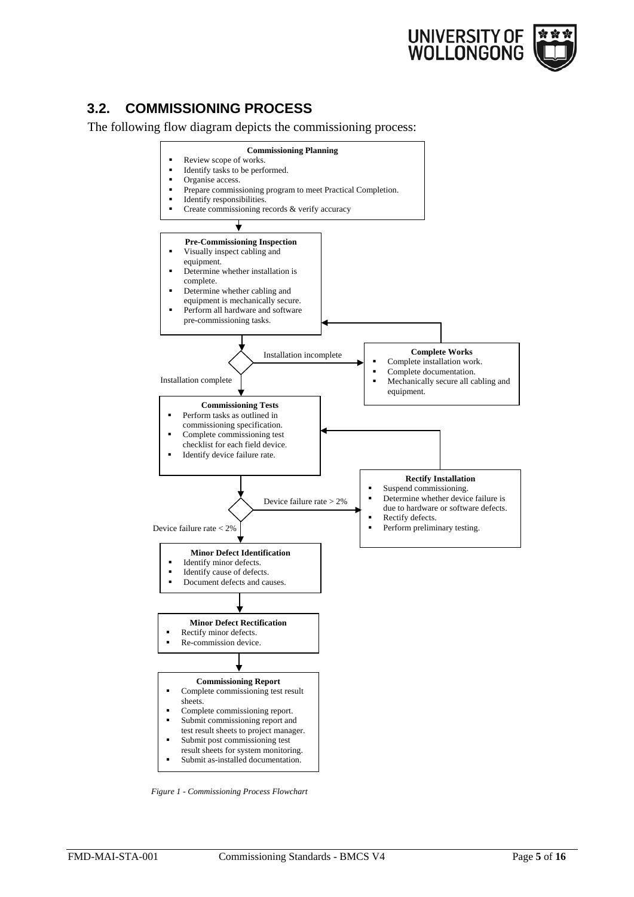## 3.2. COMMISSIONING PROCESS

The following flow diagram depicts the commissioning process:

**Commissioning Planning**

- Review scope of works.
- Identify tasks to be performed.
- Organise access.
- Prepare commissioning program to meet Practical Completion.
- Identify responsibilities.
- Create commissioning records & verify accuracy

**Pre-Commissioning Inspection**

- Visually inspect cabling and equipment.
- Determine whether installation is complete.
- Determine whether cabling and equipment is mechanically secure.
- Perform all hardware and software pre-commissioning tasks.

Installation incomplete → **Complete Works**

- Complete installation work.
- Complete documentation.
- Mechanically secure all cabling and equipment.

Installation complete → **Commissioning Tests**

- Perform tasks as outlined in commissioning specification.
- Complete commissioning test checklist for each field device.
- Identify device failure rate.

Device failure rate > 2% → **Rectify Installation**

- Suspend commissioning.
- Determine whether device failure is due to hardware or software defects.
- Rectify defects.
- Perform preliminary testing.

Device failure rate < 2% → **Minor Defect Identification**

- Identify minor defects.
- Identify cause of defects.
- Document defects and causes.

**Minor Defect Rectification**

- Rectify minor defects.
- Re-commission device.

**Commissioning Report**

- Complete commissioning test result sheets.
- Complete commissioning report.
- Submit commissioning report and test result sheets to project manager.
- Submit post commissioning test result sheets for system monitoring.
- Submit as-installed documentation.

*Figure 1 - Commissioning Process Flowchart*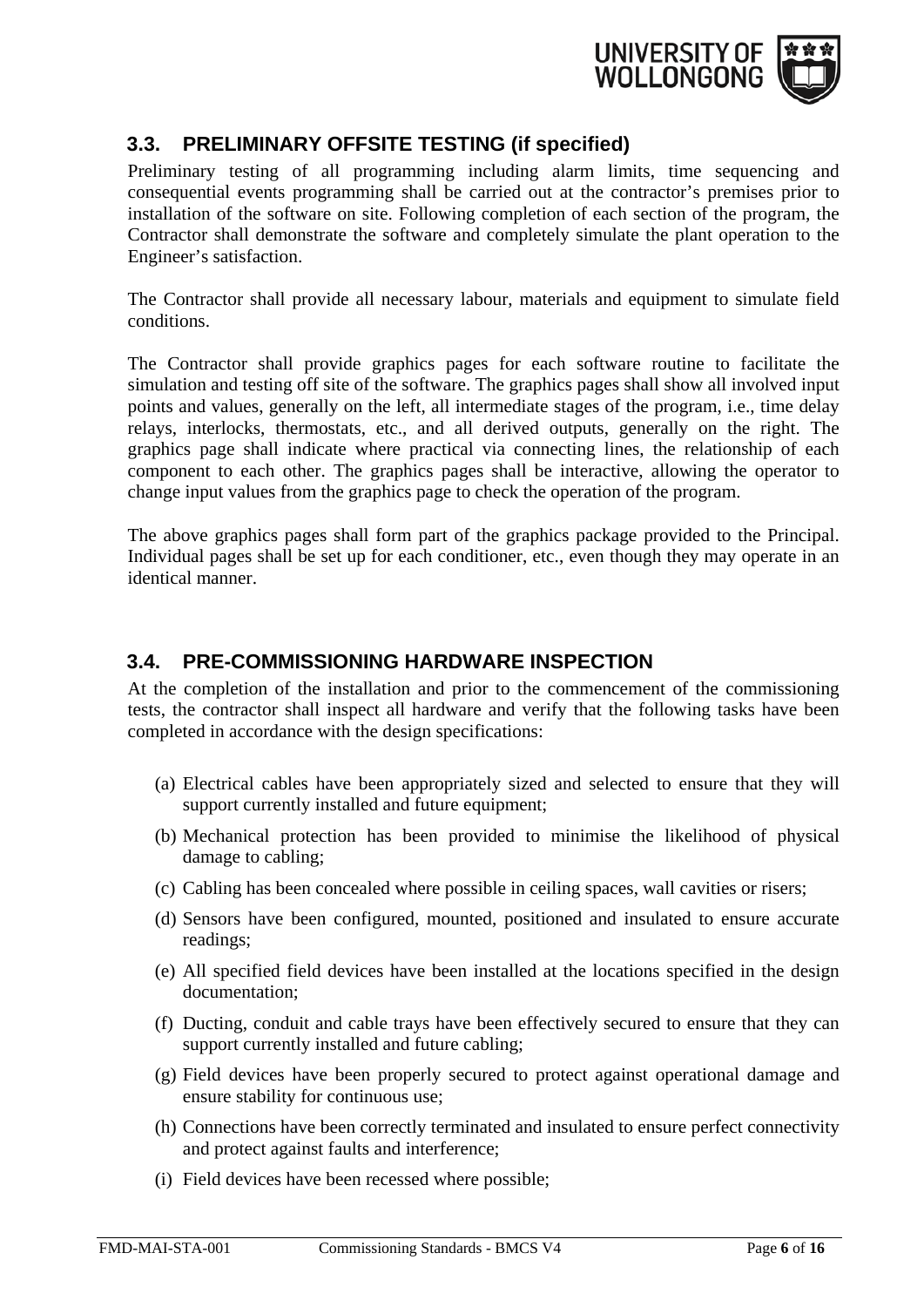## 3.3. PRELIMINARY OFFSITE TESTING (if specified)

Preliminary testing of all programming including alarm limits, time sequencing and consequential events programming shall be carried out at the contractor's premises prior to installation of the software on site. Following completion of each section of the program, the Contractor shall demonstrate the software and completely simulate the plant operation to the Engineer's satisfaction.

The Contractor shall provide all necessary labour, materials and equipment to simulate field conditions.

The Contractor shall provide graphics pages for each software routine to facilitate the simulation and testing off site of the software. The graphics pages shall show all involved input points and values, generally on the left, all intermediate stages of the program, i.e., time delay relays, interlocks, thermostats, etc., and all derived outputs, generally on the right. The graphics page shall indicate where practical via connecting lines, the relationship of each component to each other. The graphics pages shall be interactive, allowing the operator to change input values from the graphics page to check the operation of the program.

The above graphics pages shall form part of the graphics package provided to the Principal. Individual pages shall be set up for each conditioner, etc., even though they may operate in an identical manner.

## 3.4. PRE-COMMISSIONING HARDWARE INSPECTION

At the completion of the installation and prior to the commencement of the commissioning tests, the contractor shall inspect all hardware and verify that the following tasks have been completed in accordance with the design specifications:

(a) Electrical cables have been appropriately sized and selected to ensure that they will support currently installed and future equipment;

(b) Mechanical protection has been provided to minimise the likelihood of physical damage to cabling;

(c) Cabling has been concealed where possible in ceiling spaces, wall cavities or risers;

(d) Sensors have been configured, mounted, positioned and insulated to ensure accurate readings;

(e) All specified field devices have been installed at the locations specified in the design documentation;

(f) Ducting, conduit and cable trays have been effectively secured to ensure that they can support currently installed and future cabling;

(g) Field devices have been properly secured to protect against operational damage and ensure stability for continuous use;

(h) Connections have been correctly terminated and insulated to ensure perfect connectivity and protect against faults and interference;

(i) Field devices have been recessed where possible;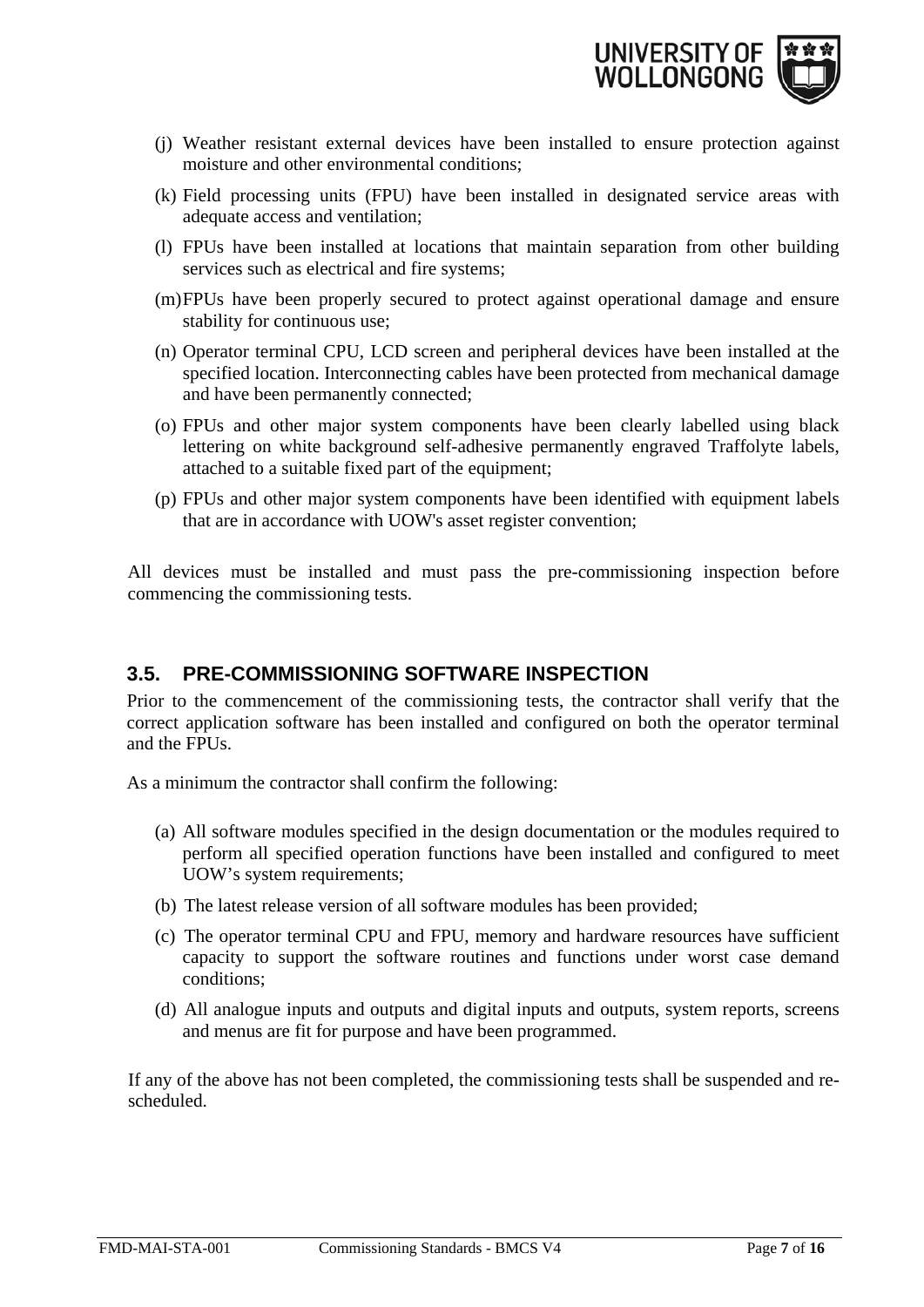(j) Weather resistant external devices have been installed to ensure protection against moisture and other environmental conditions;

(k) Field processing units (FPU) have been installed in designated service areas with adequate access and ventilation;

(l) FPUs have been installed at locations that maintain separation from other building services such as electrical and fire systems;

(m) FPUs have been properly secured to protect against operational damage and ensure stability for continuous use;

(n) Operator terminal CPU, LCD screen and peripheral devices have been installed at the specified location. Interconnecting cables have been protected from mechanical damage and have been permanently connected;

(o) FPUs and other major system components have been clearly labelled using black lettering on white background self-adhesive permanently engraved Traffolyte labels, attached to a suitable fixed part of the equipment;

(p) FPUs and other major system components have been identified with equipment labels that are in accordance with UOW's asset register convention;

All devices must be installed and must pass the pre-commissioning inspection before commencing the commissioning tests.

## 3.5. PRE-COMMISSIONING SOFTWARE INSPECTION

Prior to the commencement of the commissioning tests, the contractor shall verify that the correct application software has been installed and configured on both the operator terminal and the FPUs.

As a minimum the contractor shall confirm the following:

(a) All software modules specified in the design documentation or the modules required to perform all specified operation functions have been installed and configured to meet UOW's system requirements;

(b) The latest release version of all software modules has been provided;

(c) The operator terminal CPU and FPU, memory and hardware resources have sufficient capacity to support the software routines and functions under worst case demand conditions;

(d) All analogue inputs and outputs and digital inputs and outputs, system reports, screens and menus are fit for purpose and have been programmed.

If any of the above has not been completed, the commissioning tests shall be suspended and re-scheduled.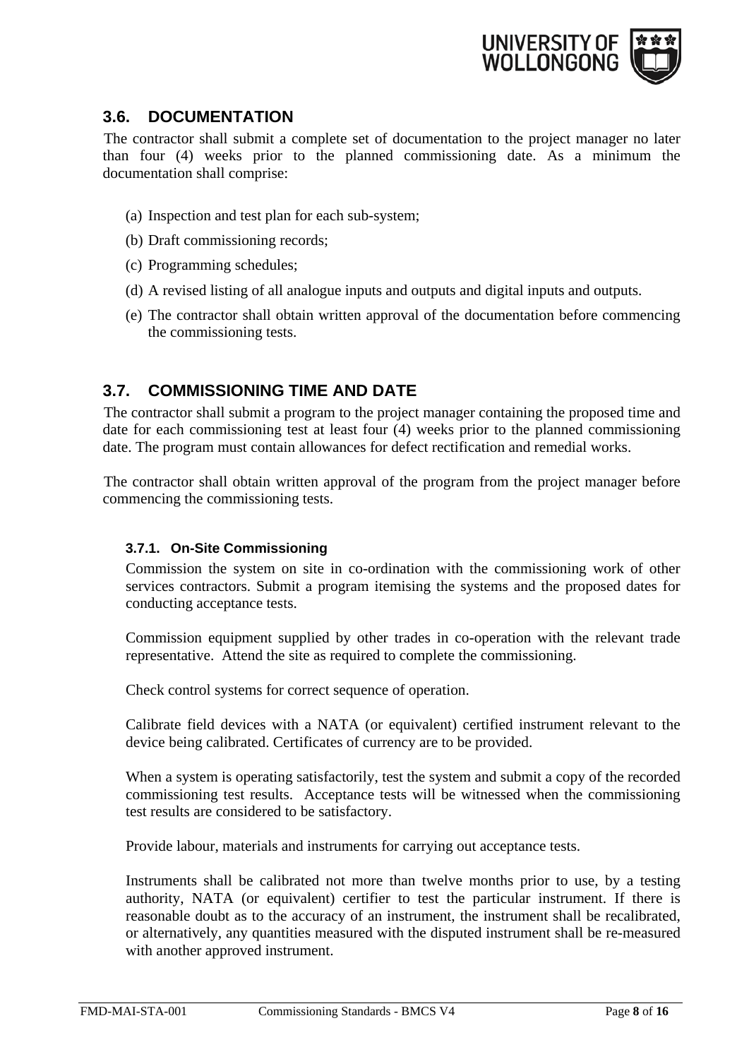## 3.6. DOCUMENTATION

The contractor shall submit a complete set of documentation to the project manager no later than four (4) weeks prior to the planned commissioning date. As a minimum the documentation shall comprise:

(a) Inspection and test plan for each sub-system;

(b) Draft commissioning records;

(c) Programming schedules;

(d) A revised listing of all analogue inputs and outputs and digital inputs and outputs.

(e) The contractor shall obtain written approval of the documentation before commencing the commissioning tests.

## 3.7. COMMISSIONING TIME AND DATE

The contractor shall submit a program to the project manager containing the proposed time and date for each commissioning test at least four (4) weeks prior to the planned commissioning date. The program must contain allowances for defect rectification and remedial works.

The contractor shall obtain written approval of the program from the project manager before commencing the commissioning tests.

### 3.7.1. On-Site Commissioning

Commission the system on site in co-ordination with the commissioning work of other services contractors. Submit a program itemising the systems and the proposed dates for conducting acceptance tests.

Commission equipment supplied by other trades in co-operation with the relevant trade representative. Attend the site as required to complete the commissioning.

Check control systems for correct sequence of operation.

Calibrate field devices with a NATA (or equivalent) certified instrument relevant to the device being calibrated. Certificates of currency are to be provided.

When a system is operating satisfactorily, test the system and submit a copy of the recorded commissioning test results. Acceptance tests will be witnessed when the commissioning test results are considered to be satisfactory.

Provide labour, materials and instruments for carrying out acceptance tests.

Instruments shall be calibrated not more than twelve months prior to use, by a testing authority, NATA (or equivalent) certifier to test the particular instrument. If there is reasonable doubt as to the accuracy of an instrument, the instrument shall be recalibrated, or alternatively, any quantities measured with the disputed instrument shall be re-measured with another approved instrument.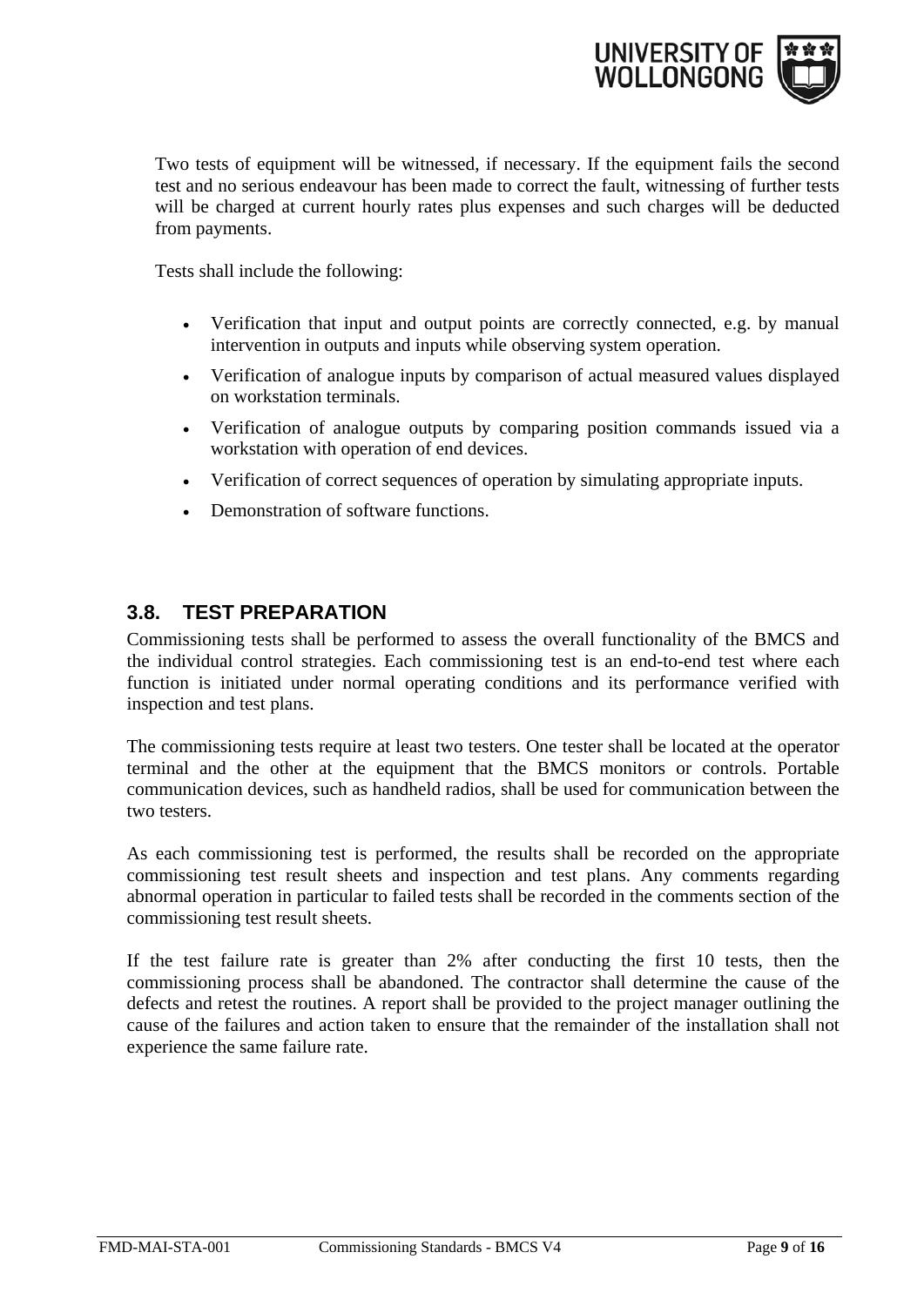Two tests of equipment will be witnessed, if necessary. If the equipment fails the second test and no serious endeavour has been made to correct the fault, witnessing of further tests will be charged at current hourly rates plus expenses and such charges will be deducted from payments.

Tests shall include the following:

- Verification that input and output points are correctly connected, e.g. by manual intervention in outputs and inputs while observing system operation.
- Verification of analogue inputs by comparison of actual measured values displayed on workstation terminals.
- Verification of analogue outputs by comparing position commands issued via a workstation with operation of end devices.
- Verification of correct sequences of operation by simulating appropriate inputs.
- Demonstration of software functions.

## 3.8. TEST PREPARATION

Commissioning tests shall be performed to assess the overall functionality of the BMCS and the individual control strategies. Each commissioning test is an end-to-end test where each function is initiated under normal operating conditions and its performance verified with inspection and test plans.

The commissioning tests require at least two testers. One tester shall be located at the operator terminal and the other at the equipment that the BMCS monitors or controls. Portable communication devices, such as handheld radios, shall be used for communication between the two testers.

As each commissioning test is performed, the results shall be recorded on the appropriate commissioning test result sheets and inspection and test plans. Any comments regarding abnormal operation in particular to failed tests shall be recorded in the comments section of the commissioning test result sheets.

If the test failure rate is greater than 2% after conducting the first 10 tests, then the commissioning process shall be abandoned. The contractor shall determine the cause of the defects and retest the routines. A report shall be provided to the project manager outlining the cause of the failures and action taken to ensure that the remainder of the installation shall not experience the same failure rate.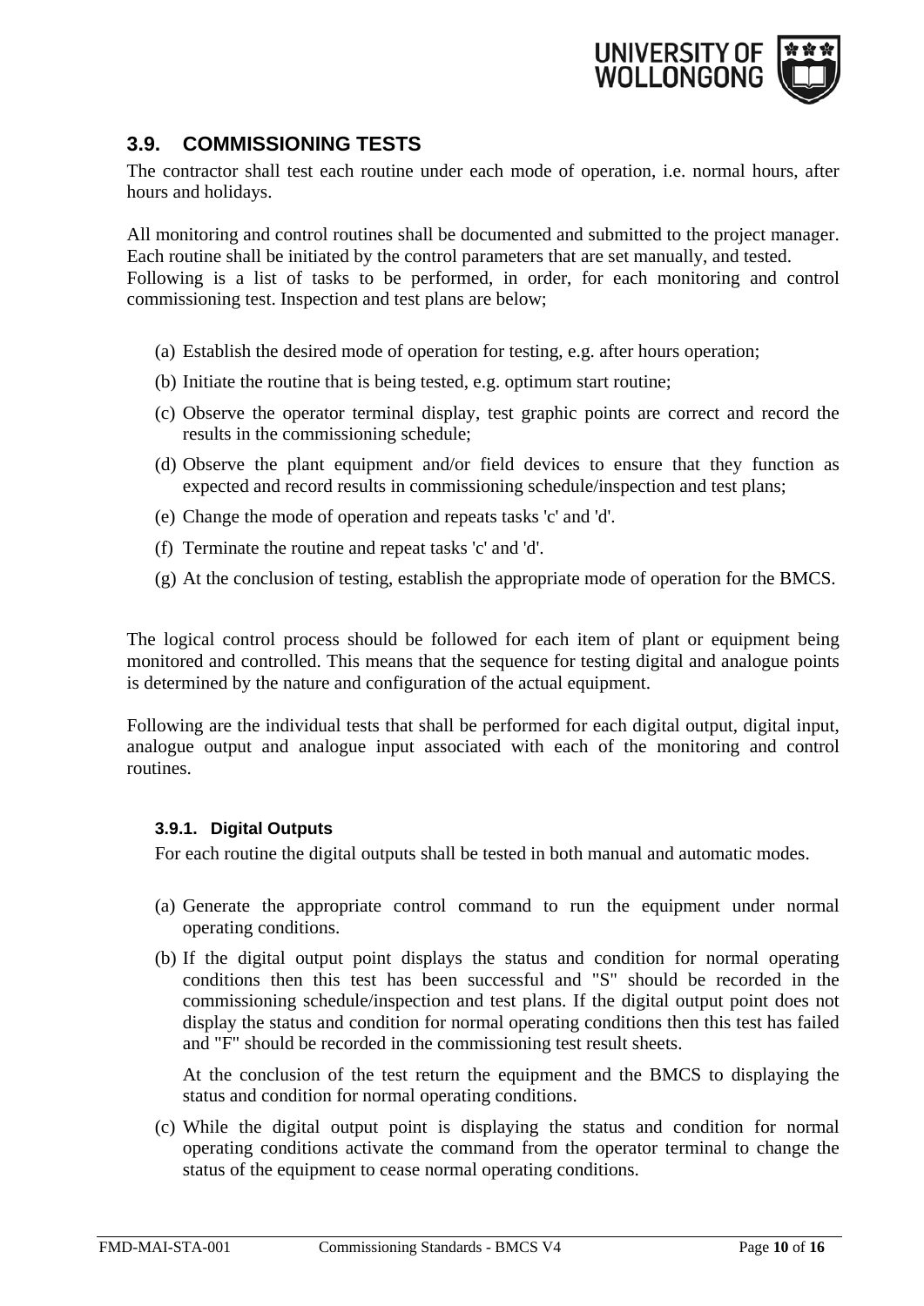## 3.9. COMMISSIONING TESTS

The contractor shall test each routine under each mode of operation, i.e. normal hours, after hours and holidays.

All monitoring and control routines shall be documented and submitted to the project manager. Each routine shall be initiated by the control parameters that are set manually, and tested. Following is a list of tasks to be performed, in order, for each monitoring and control commissioning test. Inspection and test plans are below;

(a) Establish the desired mode of operation for testing, e.g. after hours operation;

(b) Initiate the routine that is being tested, e.g. optimum start routine;

(c) Observe the operator terminal display, test graphic points are correct and record the results in the commissioning schedule;

(d) Observe the plant equipment and/or field devices to ensure that they function as expected and record results in commissioning schedule/inspection and test plans;

(e) Change the mode of operation and repeats tasks 'c' and 'd'.

(f) Terminate the routine and repeat tasks 'c' and 'd'.

(g) At the conclusion of testing, establish the appropriate mode of operation for the BMCS.

The logical control process should be followed for each item of plant or equipment being monitored and controlled. This means that the sequence for testing digital and analogue points is determined by the nature and configuration of the actual equipment.

Following are the individual tests that shall be performed for each digital output, digital input, analogue output and analogue input associated with each of the monitoring and control routines.

### 3.9.1. Digital Outputs

For each routine the digital outputs shall be tested in both manual and automatic modes.

(a) Generate the appropriate control command to run the equipment under normal operating conditions.

(b) If the digital output point displays the status and condition for normal operating conditions then this test has been successful and "S" should be recorded in the commissioning schedule/inspection and test plans. If the digital output point does not display the status and condition for normal operating conditions then this test has failed and "F" should be recorded in the commissioning test result sheets.

At the conclusion of the test return the equipment and the BMCS to displaying the status and condition for normal operating conditions.

(c) While the digital output point is displaying the status and condition for normal operating conditions activate the command from the operator terminal to change the status of the equipment to cease normal operating conditions.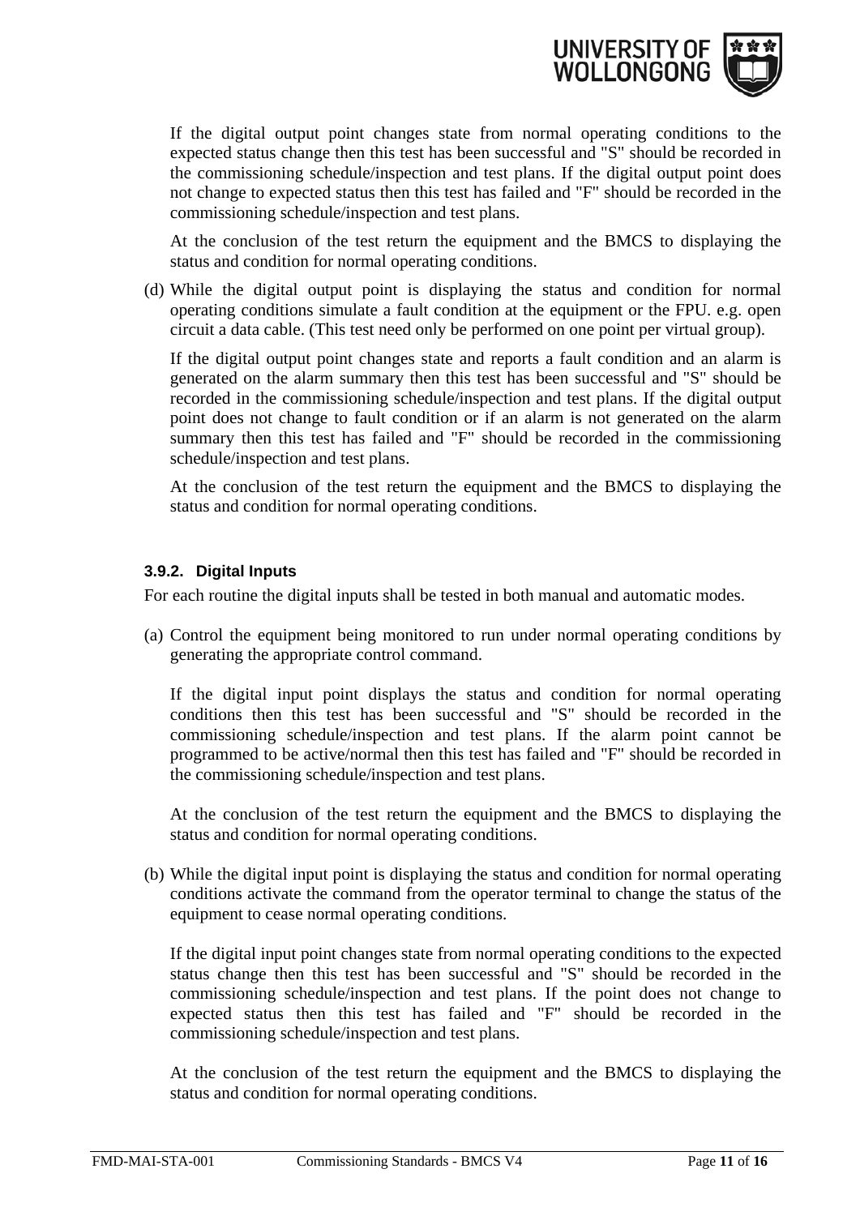If the digital output point changes state from normal operating conditions to the expected status change then this test has been successful and "S" should be recorded in the commissioning schedule/inspection and test plans. If the digital output point does not change to expected status then this test has failed and "F" should be recorded in the commissioning schedule/inspection and test plans.

At the conclusion of the test return the equipment and the BMCS to displaying the status and condition for normal operating conditions.

(d) While the digital output point is displaying the status and condition for normal operating conditions simulate a fault condition at the equipment or the FPU. e.g. open circuit a data cable. (This test need only be performed on one point per virtual group).

If the digital output point changes state and reports a fault condition and an alarm is generated on the alarm summary then this test has been successful and "S" should be recorded in the commissioning schedule/inspection and test plans. If the digital output point does not change to fault condition or if an alarm is not generated on the alarm summary then this test has failed and "F" should be recorded in the commissioning schedule/inspection and test plans.

At the conclusion of the test return the equipment and the BMCS to displaying the status and condition for normal operating conditions.

#### 3.9.2. Digital Inputs

For each routine the digital inputs shall be tested in both manual and automatic modes.

(a) Control the equipment being monitored to run under normal operating conditions by generating the appropriate control command.

If the digital input point displays the status and condition for normal operating conditions then this test has been successful and "S" should be recorded in the commissioning schedule/inspection and test plans. If the alarm point cannot be programmed to be active/normal then this test has failed and "F" should be recorded in the commissioning schedule/inspection and test plans.

At the conclusion of the test return the equipment and the BMCS to displaying the status and condition for normal operating conditions.

(b) While the digital input point is displaying the status and condition for normal operating conditions activate the command from the operator terminal to change the status of the equipment to cease normal operating conditions.

If the digital input point changes state from normal operating conditions to the expected status change then this test has been successful and "S" should be recorded in the commissioning schedule/inspection and test plans. If the point does not change to expected status then this test has failed and "F" should be recorded in the commissioning schedule/inspection and test plans.

At the conclusion of the test return the equipment and the BMCS to displaying the status and condition for normal operating conditions.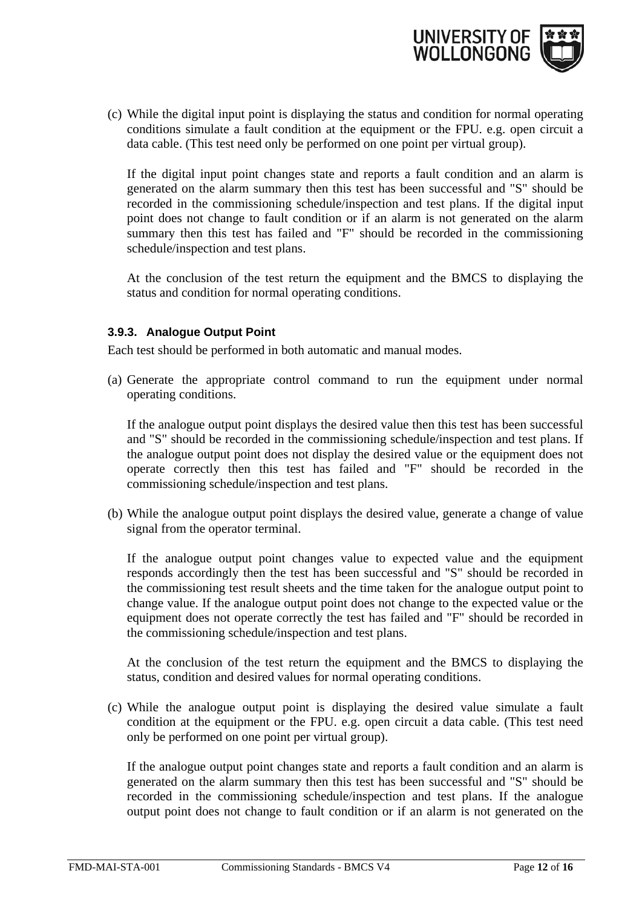(c) While the digital input point is displaying the status and condition for normal operating conditions simulate a fault condition at the equipment or the FPU. e.g. open circuit a data cable. (This test need only be performed on one point per virtual group).

    If the digital input point changes state and reports a fault condition and an alarm is generated on the alarm summary then this test has been successful and "S" should be recorded in the commissioning schedule/inspection and test plans. If the digital input point does not change to fault condition or if an alarm is not generated on the alarm summary then this test has failed and "F" should be recorded in the commissioning schedule/inspection and test plans.

    At the conclusion of the test return the equipment and the BMCS to displaying the status and condition for normal operating conditions.

### 3.9.3. Analogue Output Point

Each test should be performed in both automatic and manual modes.

(a) Generate the appropriate control command to run the equipment under normal operating conditions.

    If the analogue output point displays the desired value then this test has been successful and "S" should be recorded in the commissioning schedule/inspection and test plans. If the analogue output point does not display the desired value or the equipment does not operate correctly then this test has failed and "F" should be recorded in the commissioning schedule/inspection and test plans.

(b) While the analogue output point displays the desired value, generate a change of value signal from the operator terminal.

    If the analogue output point changes value to expected value and the equipment responds accordingly then the test has been successful and "S" should be recorded in the commissioning test result sheets and the time taken for the analogue output point to change value. If the analogue output point does not change to the expected value or the equipment does not operate correctly the test has failed and "F" should be recorded in the commissioning schedule/inspection and test plans.

    At the conclusion of the test return the equipment and the BMCS to displaying the status, condition and desired values for normal operating conditions.

(c) While the analogue output point is displaying the desired value simulate a fault condition at the equipment or the FPU. e.g. open circuit a data cable. (This test need only be performed on one point per virtual group).

    If the analogue output point changes state and reports a fault condition and an alarm is generated on the alarm summary then this test has been successful and "S" should be recorded in the commissioning schedule/inspection and test plans. If the analogue output point does not change to fault condition or if an alarm is not generated on the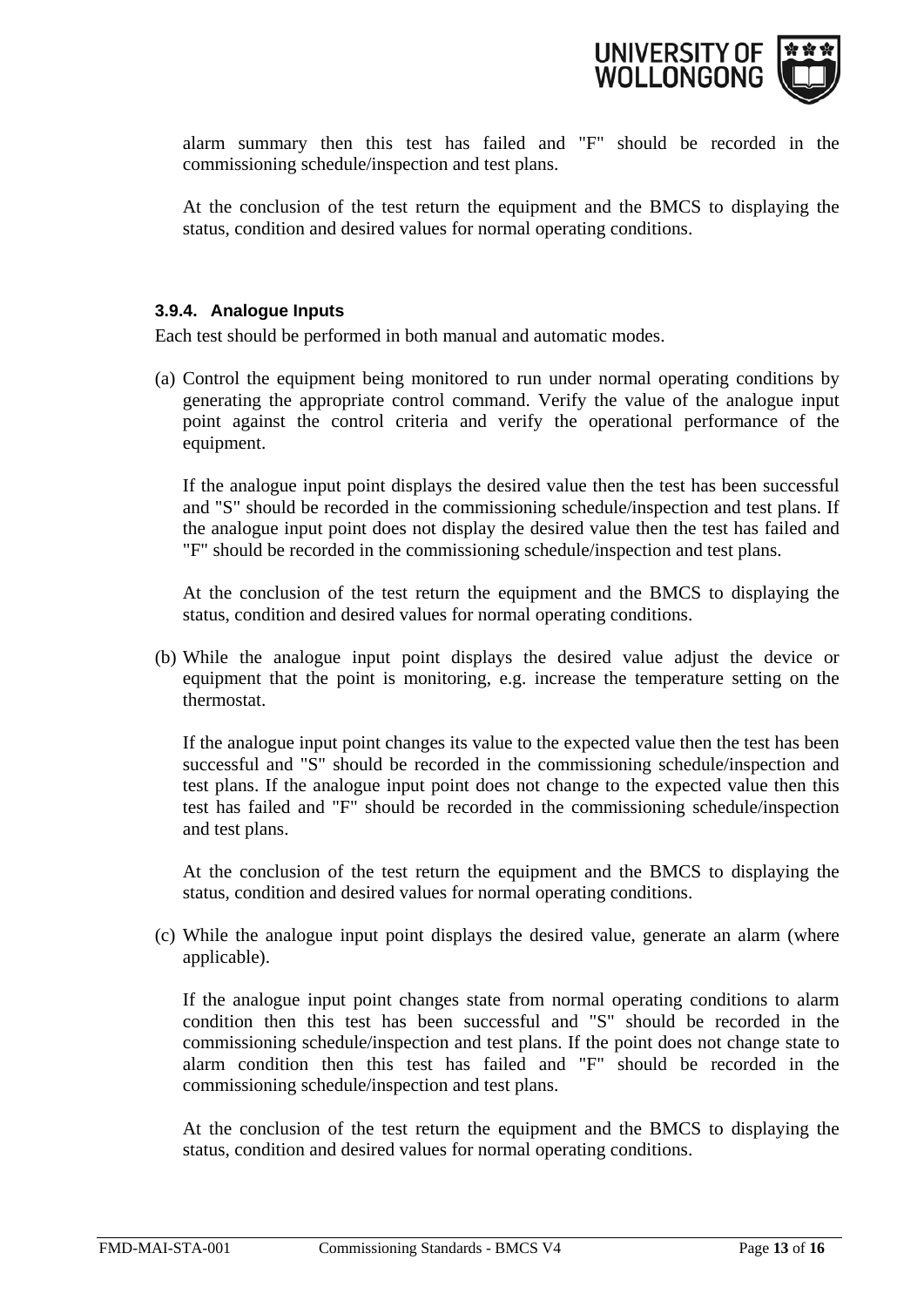alarm summary then this test has failed and "F" should be recorded in the commissioning schedule/inspection and test plans.

At the conclusion of the test return the equipment and the BMCS to displaying the status, condition and desired values for normal operating conditions.

#### 3.9.4. Analogue Inputs

Each test should be performed in both manual and automatic modes.

(a) Control the equipment being monitored to run under normal operating conditions by generating the appropriate control command. Verify the value of the analogue input point against the control criteria and verify the operational performance of the equipment.

If the analogue input point displays the desired value then the test has been successful and "S" should be recorded in the commissioning schedule/inspection and test plans. If the analogue input point does not display the desired value then the test has failed and "F" should be recorded in the commissioning schedule/inspection and test plans.

At the conclusion of the test return the equipment and the BMCS to displaying the status, condition and desired values for normal operating conditions.

(b) While the analogue input point displays the desired value adjust the device or equipment that the point is monitoring, e.g. increase the temperature setting on the thermostat.

If the analogue input point changes its value to the expected value then the test has been successful and "S" should be recorded in the commissioning schedule/inspection and test plans. If the analogue input point does not change to the expected value then this test has failed and "F" should be recorded in the commissioning schedule/inspection and test plans.

At the conclusion of the test return the equipment and the BMCS to displaying the status, condition and desired values for normal operating conditions.

(c) While the analogue input point displays the desired value, generate an alarm (where applicable).

If the analogue input point changes state from normal operating conditions to alarm condition then this test has been successful and "S" should be recorded in the commissioning schedule/inspection and test plans. If the point does not change state to alarm condition then this test has failed and "F" should be recorded in the commissioning schedule/inspection and test plans.

At the conclusion of the test return the equipment and the BMCS to displaying the status, condition and desired values for normal operating conditions.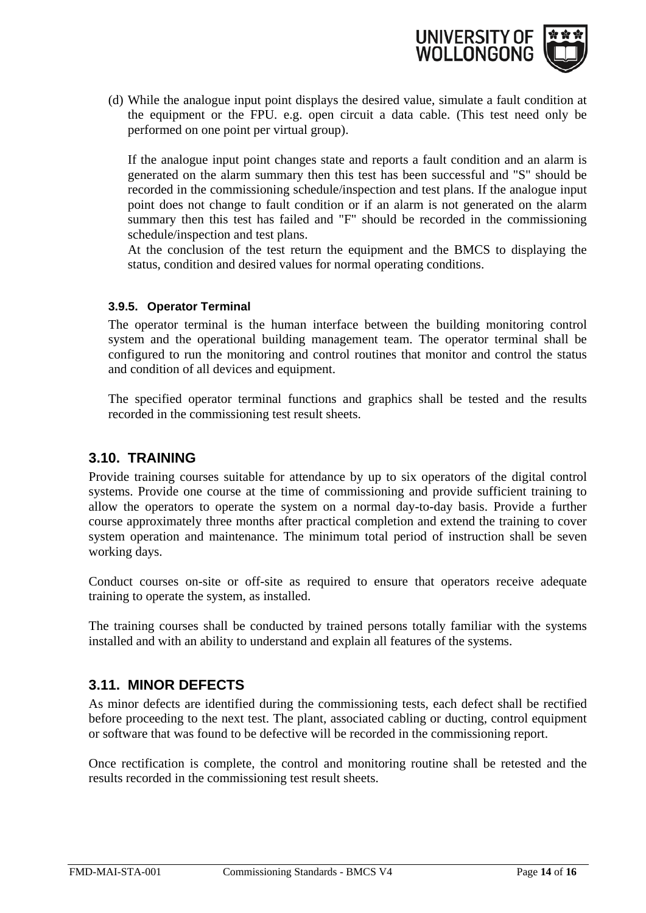(d) While the analogue input point displays the desired value, simulate a fault condition at the equipment or the FPU. e.g. open circuit a data cable. (This test need only be performed on one point per virtual group).

If the analogue input point changes state and reports a fault condition and an alarm is generated on the alarm summary then this test has been successful and "S" should be recorded in the commissioning schedule/inspection and test plans. If the analogue input point does not change to fault condition or if an alarm is not generated on the alarm summary then this test has failed and "F" should be recorded in the commissioning schedule/inspection and test plans.

At the conclusion of the test return the equipment and the BMCS to displaying the status, condition and desired values for normal operating conditions.

#### 3.9.5. Operator Terminal

The operator terminal is the human interface between the building monitoring control system and the operational building management team. The operator terminal shall be configured to run the monitoring and control routines that monitor and control the status and condition of all devices and equipment.

The specified operator terminal functions and graphics shall be tested and the results recorded in the commissioning test result sheets.

## 3.10. TRAINING

Provide training courses suitable for attendance by up to six operators of the digital control systems. Provide one course at the time of commissioning and provide sufficient training to allow the operators to operate the system on a normal day-to-day basis. Provide a further course approximately three months after practical completion and extend the training to cover system operation and maintenance. The minimum total period of instruction shall be seven working days.

Conduct courses on-site or off-site as required to ensure that operators receive adequate training to operate the system, as installed.

The training courses shall be conducted by trained persons totally familiar with the systems installed and with an ability to understand and explain all features of the systems.

## 3.11. MINOR DEFECTS

As minor defects are identified during the commissioning tests, each defect shall be rectified before proceeding to the next test. The plant, associated cabling or ducting, control equipment or software that was found to be defective will be recorded in the commissioning report.

Once rectification is complete, the control and monitoring routine shall be retested and the results recorded in the commissioning test result sheets.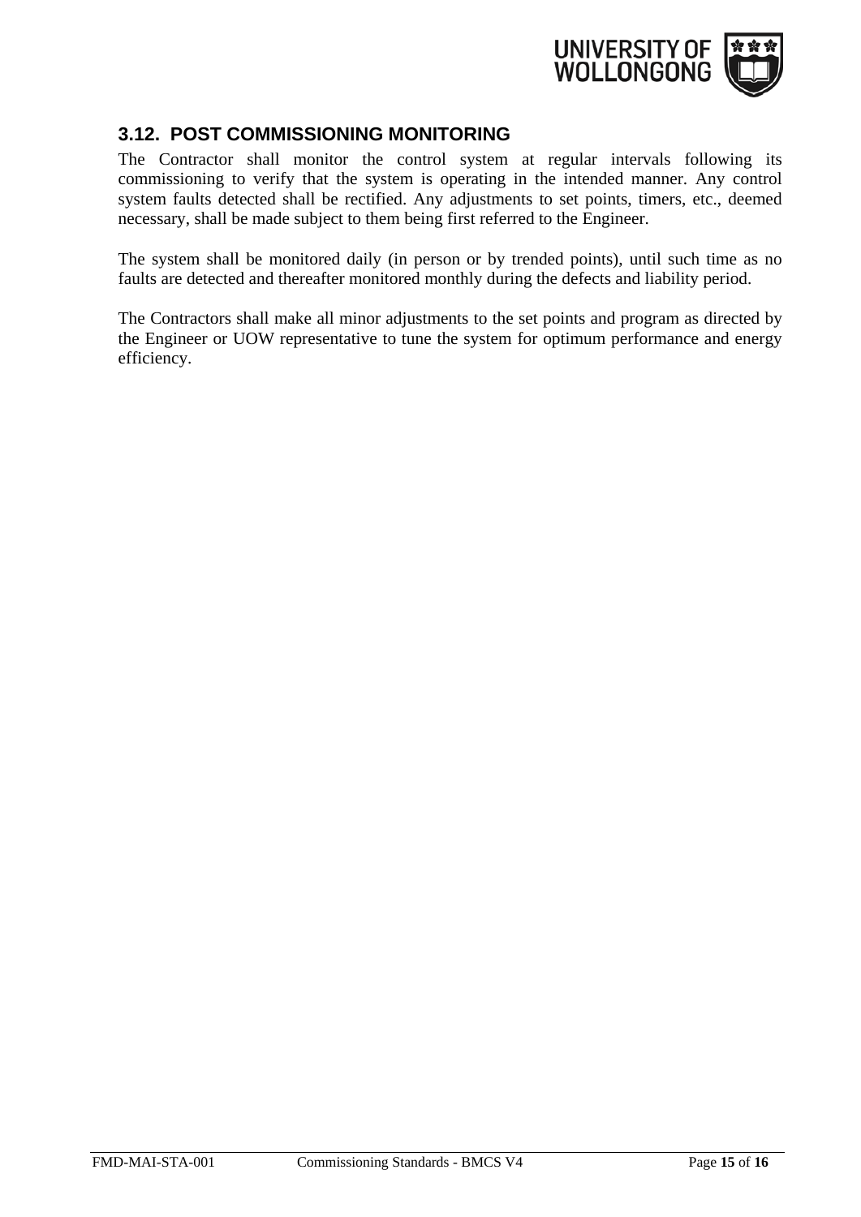## 3.12. POST COMMISSIONING MONITORING

The Contractor shall monitor the control system at regular intervals following its commissioning to verify that the system is operating in the intended manner. Any control system faults detected shall be rectified. Any adjustments to set points, timers, etc., deemed necessary, shall be made subject to them being first referred to the Engineer.

The system shall be monitored daily (in person or by trended points), until such time as no faults are detected and thereafter monitored monthly during the defects and liability period.

The Contractors shall make all minor adjustments to the set points and program as directed by the Engineer or UOW representative to tune the system for optimum performance and energy efficiency.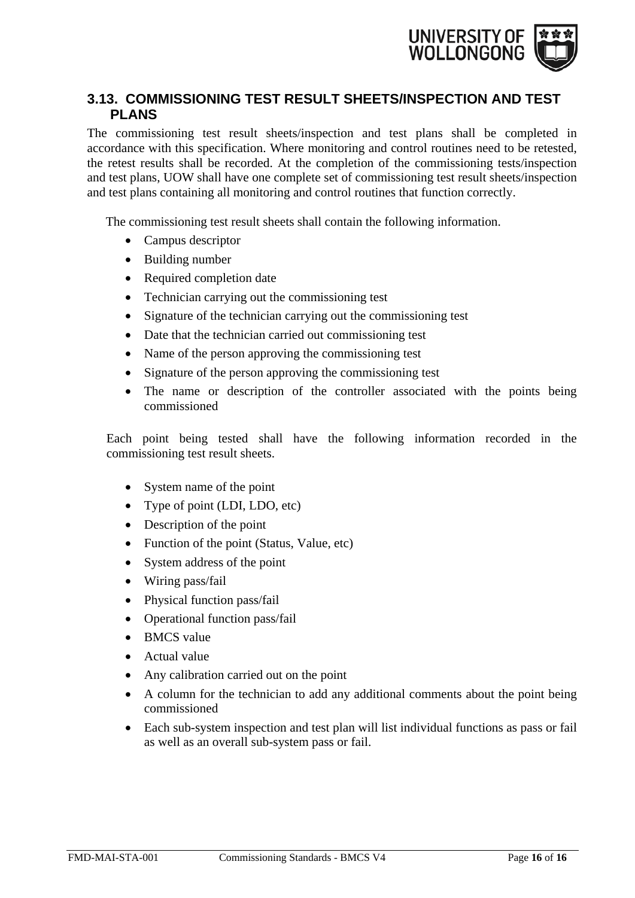## 3.13. COMMISSIONING TEST RESULT SHEETS/INSPECTION AND TEST PLANS

The commissioning test result sheets/inspection and test plans shall be completed in accordance with this specification. Where monitoring and control routines need to be retested, the retest results shall be recorded. At the completion of the commissioning tests/inspection and test plans, UOW shall have one complete set of commissioning test result sheets/inspection and test plans containing all monitoring and control routines that function correctly.

The commissioning test result sheets shall contain the following information.

- Campus descriptor
- Building number
- Required completion date
- Technician carrying out the commissioning test
- Signature of the technician carrying out the commissioning test
- Date that the technician carried out commissioning test
- Name of the person approving the commissioning test
- Signature of the person approving the commissioning test
- The name or description of the controller associated with the points being commissioned

Each point being tested shall have the following information recorded in the commissioning test result sheets.

- System name of the point
- Type of point (LDI, LDO, etc)
- Description of the point
- Function of the point (Status, Value, etc)
- System address of the point
- Wiring pass/fail
- Physical function pass/fail
- Operational function pass/fail
- BMCS value
- Actual value
- Any calibration carried out on the point
- A column for the technician to add any additional comments about the point being commissioned
- Each sub-system inspection and test plan will list individual functions as pass or fail as well as an overall sub-system pass or fail.